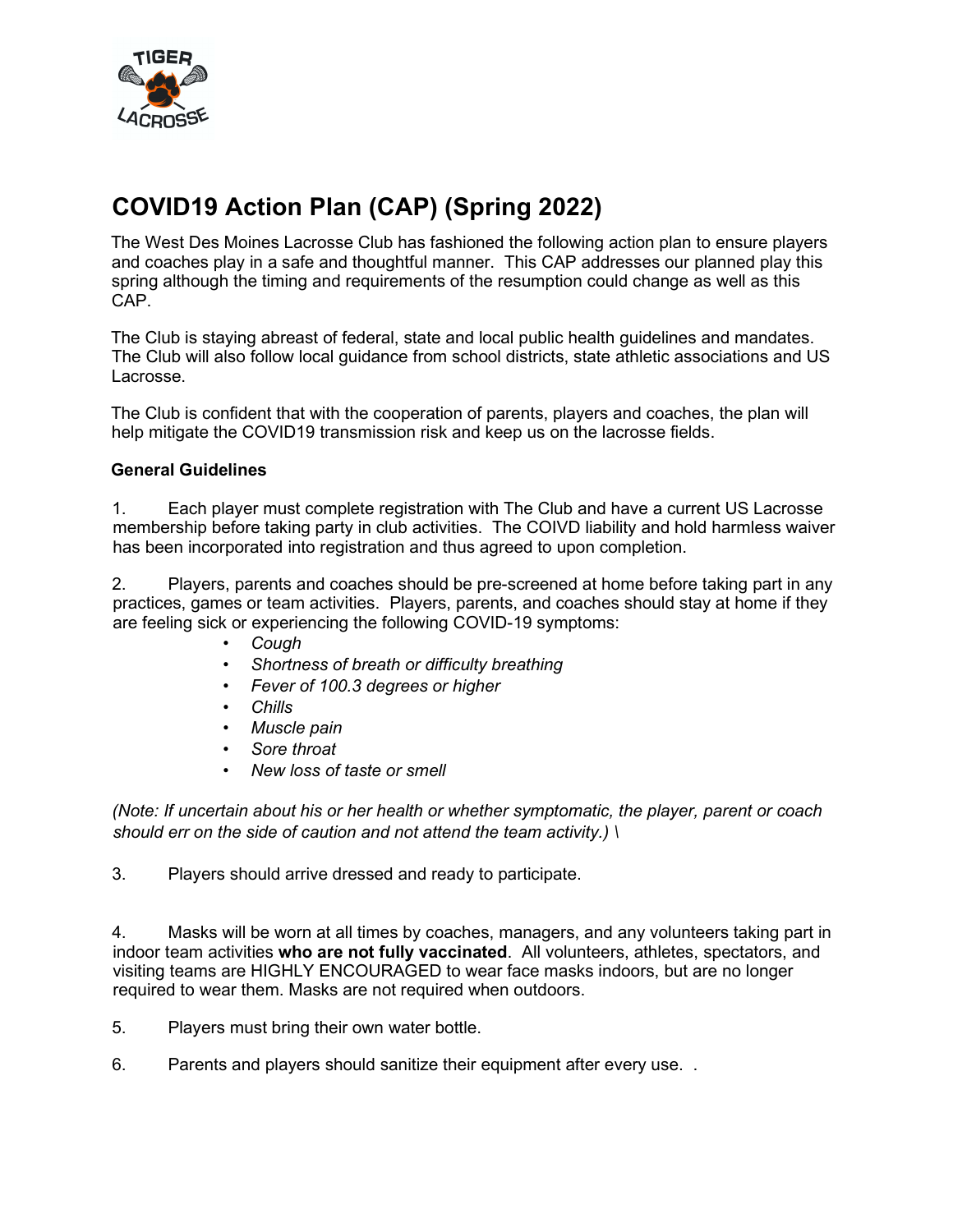# COVID19 Action Plan (CAP) (Spring 2022)

The West Des Moines Lacrosse Club has fashioned the following action plan to ensure players and coaches play in a safe and thoughtful manner. This CAP addresses our planned play this spring although the timing and requirements of the resumption could change as well as this CAP.

The Club is staying abreast of federal, state and local public health guidelines and mandates. The Club will also follow local guidance from school districts, state athletic associations and US Lacrosse.

The Club is confident that with the cooperation of parents, players and coaches, the plan will help mitigate the COVID19 transmission risk and keep us on the lacrosse fields.

**General Guidelines**

1. Each player must complete registration with The Club and have a current US Lacrosse membership before taking party in club activities. The COIVD liability and hold harmless waiver has been incorporated into registration and thus agreed to upon completion.

2. Players, parents and coaches should be pre-screened at home before taking part in any practices, games or team activities. Players, parents, and coaches should stay at home if they are feeling sick or experiencing the following COVID-19 symptoms:
   - *Cough*
   - *Shortness of breath or difficulty breathing*
   - *Fever of 100.3 degrees or higher*
   - *Chills*
   - *Muscle pain*
   - *Sore throat*
   - *New loss of taste or smell*

*(Note: If uncertain about his or her health or whether symptomatic, the player, parent or coach should err on the side of caution and not attend the team activity.) \*

3. Players should arrive dressed and ready to participate.

4. Masks will be worn at all times by coaches, managers, and any volunteers taking part in indoor team activities **who are not fully vaccinated**. All volunteers, athletes, spectators, and visiting teams are HIGHLY ENCOURAGED to wear face masks indoors, but are no longer required to wear them. Masks are not required when outdoors.

5. Players must bring their own water bottle.

6. Parents and players should sanitize their equipment after every use. .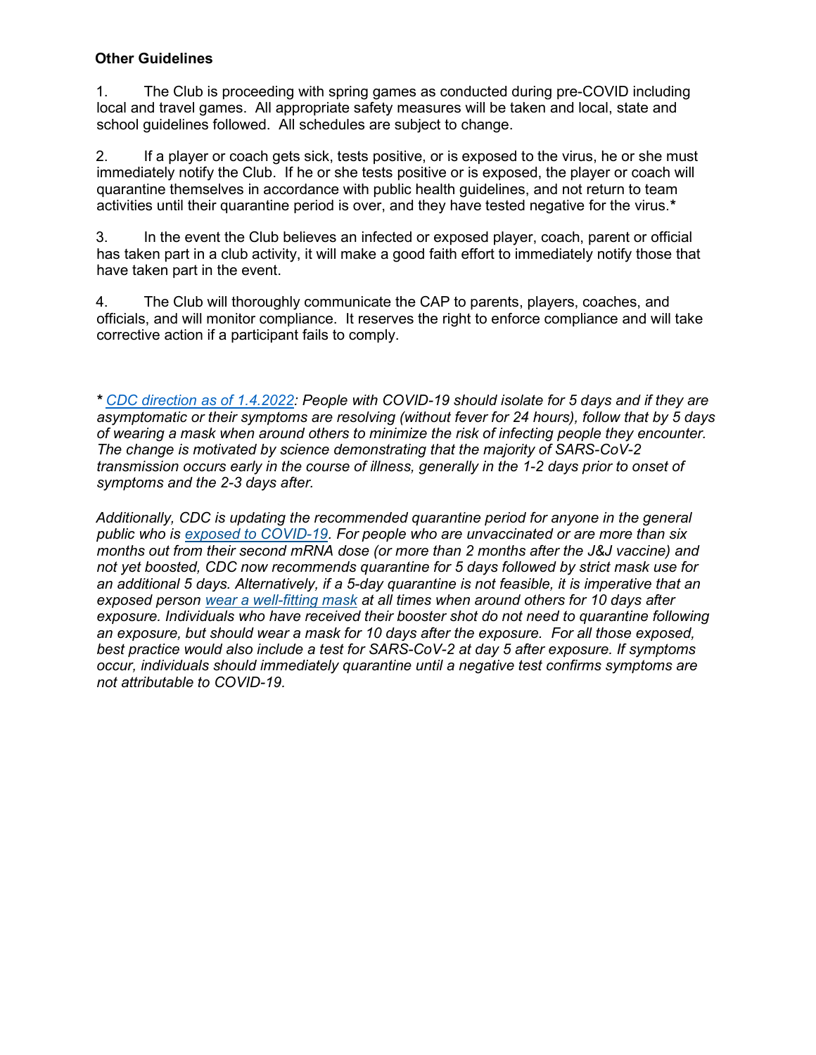**Other Guidelines**

1. The Club is proceeding with spring games as conducted during pre-COVID including local and travel games. All appropriate safety measures will be taken and local, state and school guidelines followed. All schedules are subject to change.

2. If a player or coach gets sick, tests positive, or is exposed to the virus, he or she must immediately notify the Club. If he or she tests positive or is exposed, the player or coach will quarantine themselves in accordance with public health guidelines, and not return to team activities until their quarantine period is over, and they have tested negative for the virus.**\***

3. In the event the Club believes an infected or exposed player, coach, parent or official has taken part in a club activity, it will make a good faith effort to immediately notify those that have taken part in the event.

4. The Club will thoroughly communicate the CAP to parents, players, coaches, and officials, and will monitor compliance. It reserves the right to enforce compliance and will take corrective action if a participant fails to comply.

**\*** *CDC direction as of 1.4.2022: People with COVID-19 should isolate for 5 days and if they are asymptomatic or their symptoms are resolving (without fever for 24 hours), follow that by 5 days of wearing a mask when around others to minimize the risk of infecting people they encounter. The change is motivated by science demonstrating that the majority of SARS-CoV-2 transmission occurs early in the course of illness, generally in the 1-2 days prior to onset of symptoms and the 2-3 days after.*

*Additionally, CDC is updating the recommended quarantine period for anyone in the general public who is exposed to COVID-19. For people who are unvaccinated or are more than six months out from their second mRNA dose (or more than 2 months after the J&J vaccine) and not yet boosted, CDC now recommends quarantine for 5 days followed by strict mask use for an additional 5 days. Alternatively, if a 5-day quarantine is not feasible, it is imperative that an exposed person wear a well-fitting mask at all times when around others for 10 days after exposure. Individuals who have received their booster shot do not need to quarantine following an exposure, but should wear a mask for 10 days after the exposure. For all those exposed, best practice would also include a test for SARS-CoV-2 at day 5 after exposure. If symptoms occur, individuals should immediately quarantine until a negative test confirms symptoms are not attributable to COVID-19.*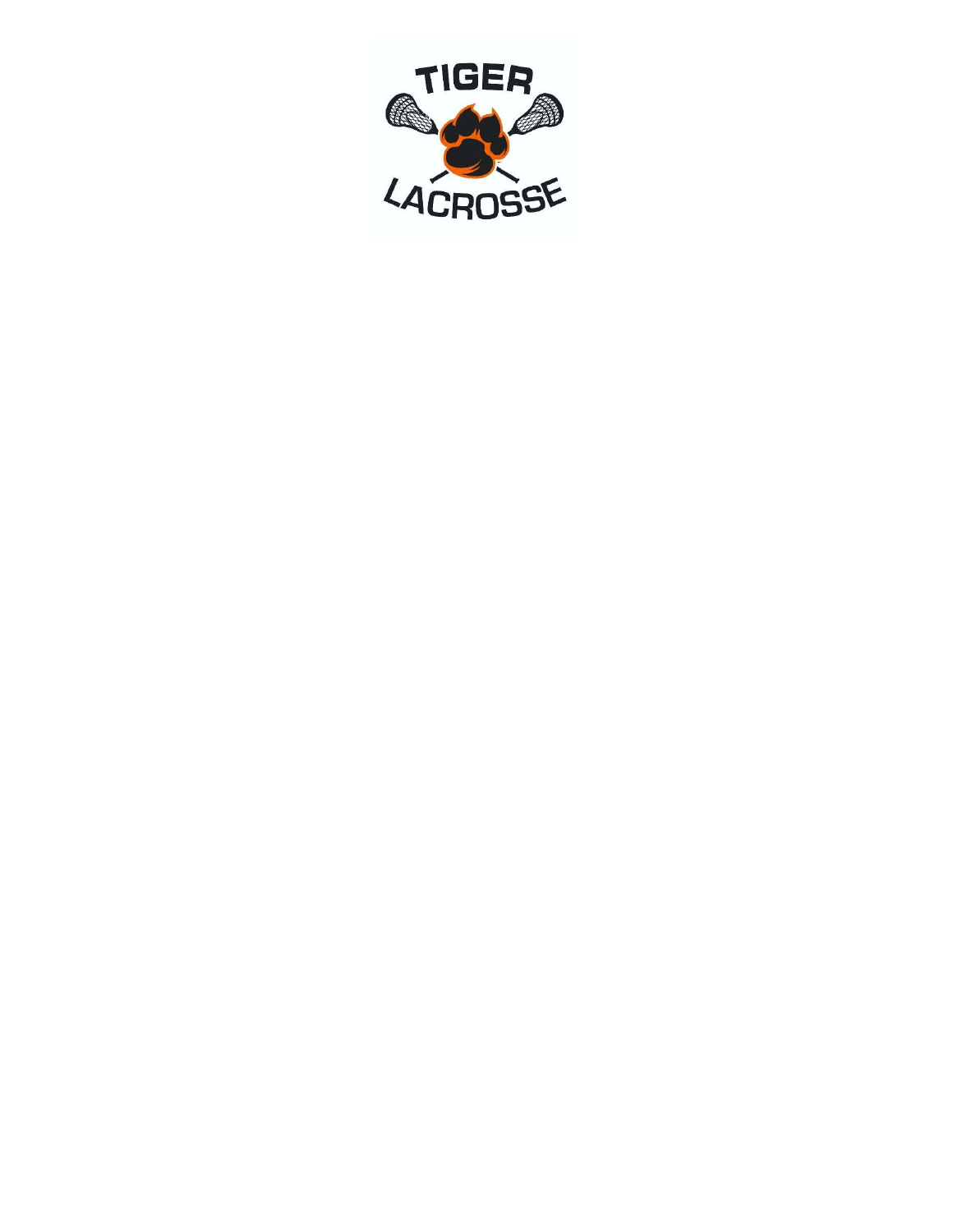TIGER

LACROSSE